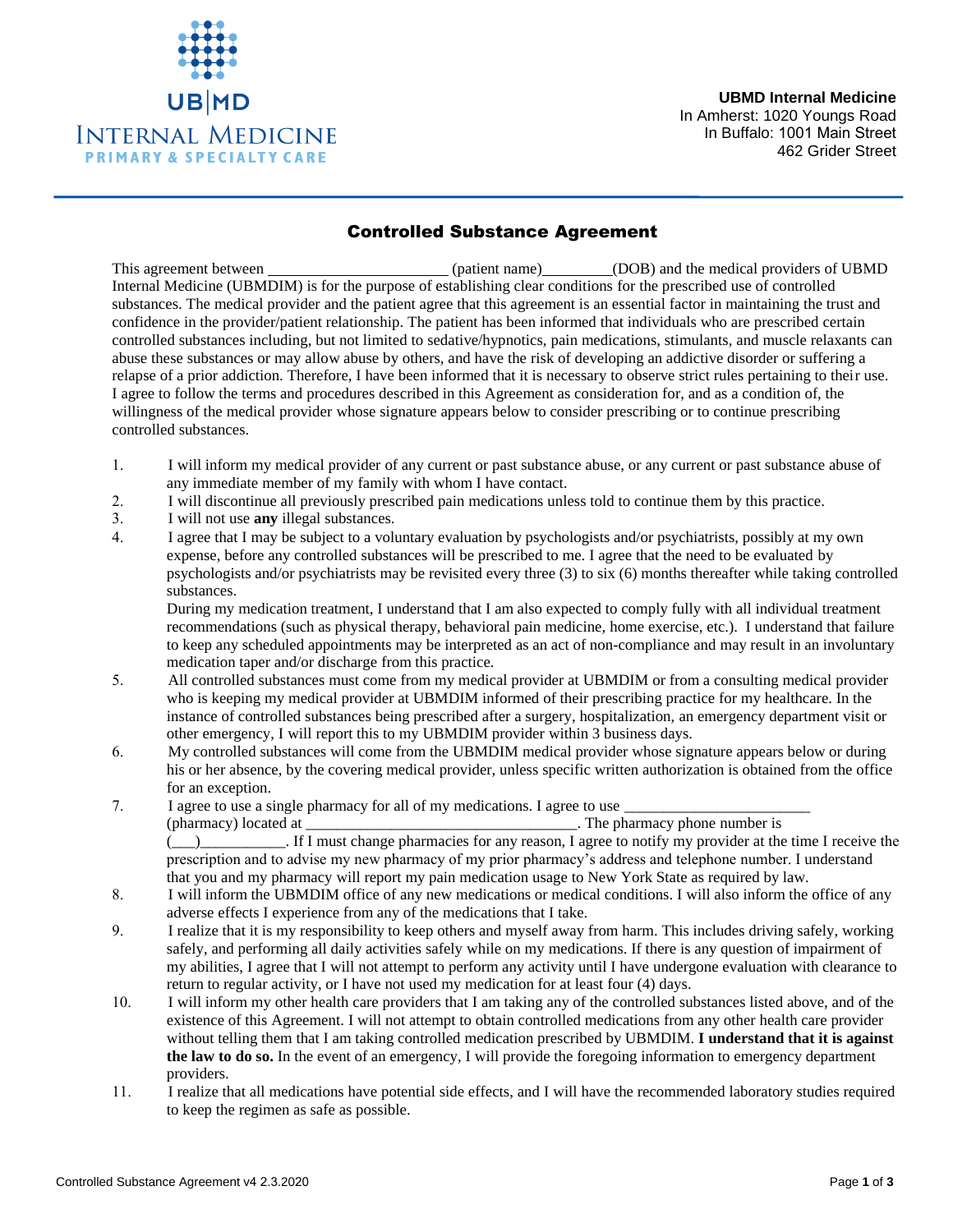UB|MD
INTERNAL MEDICINE
PRIMARY & SPECIALTY CARE

**UBMD Internal Medicine**
In Amherst: 1020 Youngs Road
In Buffalo: 1001 Main Street
462 Grider Street

## Controlled Substance Agreement

This agreement between ______________________ (patient name)_________(DOB) and the medical providers of UBMD Internal Medicine (UBMDIM) is for the purpose of establishing clear conditions for the prescribed use of controlled substances. The medical provider and the patient agree that this agreement is an essential factor in maintaining the trust and confidence in the provider/patient relationship. The patient has been informed that individuals who are prescribed certain controlled substances including, but not limited to sedative/hypnotics, pain medications, stimulants, and muscle relaxants can abuse these substances or may allow abuse by others, and have the risk of developing an addictive disorder or suffering a relapse of a prior addiction. Therefore, I have been informed that it is necessary to observe strict rules pertaining to their use. I agree to follow the terms and procedures described in this Agreement as consideration for, and as a condition of, the willingness of the medical provider whose signature appears below to consider prescribing or to continue prescribing controlled substances.

1. I will inform my medical provider of any current or past substance abuse, or any current or past substance abuse of any immediate member of my family with whom I have contact.
2. I will discontinue all previously prescribed pain medications unless told to continue them by this practice.
3. I will not use **any** illegal substances.
4. I agree that I may be subject to a voluntary evaluation by psychologists and/or psychiatrists, possibly at my own expense, before any controlled substances will be prescribed to me. I agree that the need to be evaluated by psychologists and/or psychiatrists may be revisited every three (3) to six (6) months thereafter while taking controlled substances.

   During my medication treatment, I understand that I am also expected to comply fully with all individual treatment recommendations (such as physical therapy, behavioral pain medicine, home exercise, etc.). I understand that failure to keep any scheduled appointments may be interpreted as an act of non-compliance and may result in an involuntary medication taper and/or discharge from this practice.
5. All controlled substances must come from my medical provider at UBMDIM or from a consulting medical provider who is keeping my medical provider at UBMDIM informed of their prescribing practice for my healthcare. In the instance of controlled substances being prescribed after a surgery, hospitalization, an emergency department visit or other emergency, I will report this to my UBMDIM provider within 3 business days.
6. My controlled substances will come from the UBMDIM medical provider whose signature appears below or during his or her absence, by the covering medical provider, unless specific written authorization is obtained from the office for an exception.
7. I agree to use a single pharmacy for all of my medications. I agree to use ________________________ (pharmacy) located at ___________________________________. The pharmacy phone number is (___)___________. If I must change pharmacies for any reason, I agree to notify my provider at the time I receive the prescription and to advise my new pharmacy of my prior pharmacy's address and telephone number. I understand that you and my pharmacy will report my pain medication usage to New York State as required by law.
8. I will inform the UBMDIM office of any new medications or medical conditions. I will also inform the office of any adverse effects I experience from any of the medications that I take.
9. I realize that it is my responsibility to keep others and myself away from harm. This includes driving safely, working safely, and performing all daily activities safely while on my medications. If there is any question of impairment of my abilities, I agree that I will not attempt to perform any activity until I have undergone evaluation with clearance to return to regular activity, or I have not used my medication for at least four (4) days.
10. I will inform my other health care providers that I am taking any of the controlled substances listed above, and of the existence of this Agreement. I will not attempt to obtain controlled medications from any other health care provider without telling them that I am taking controlled medication prescribed by UBMDIM. **I understand that it is against the law to do so.** In the event of an emergency, I will provide the foregoing information to emergency department providers.
11. I realize that all medications have potential side effects, and I will have the recommended laboratory studies required to keep the regimen as safe as possible.

Controlled Substance Agreement v4 2.3.2020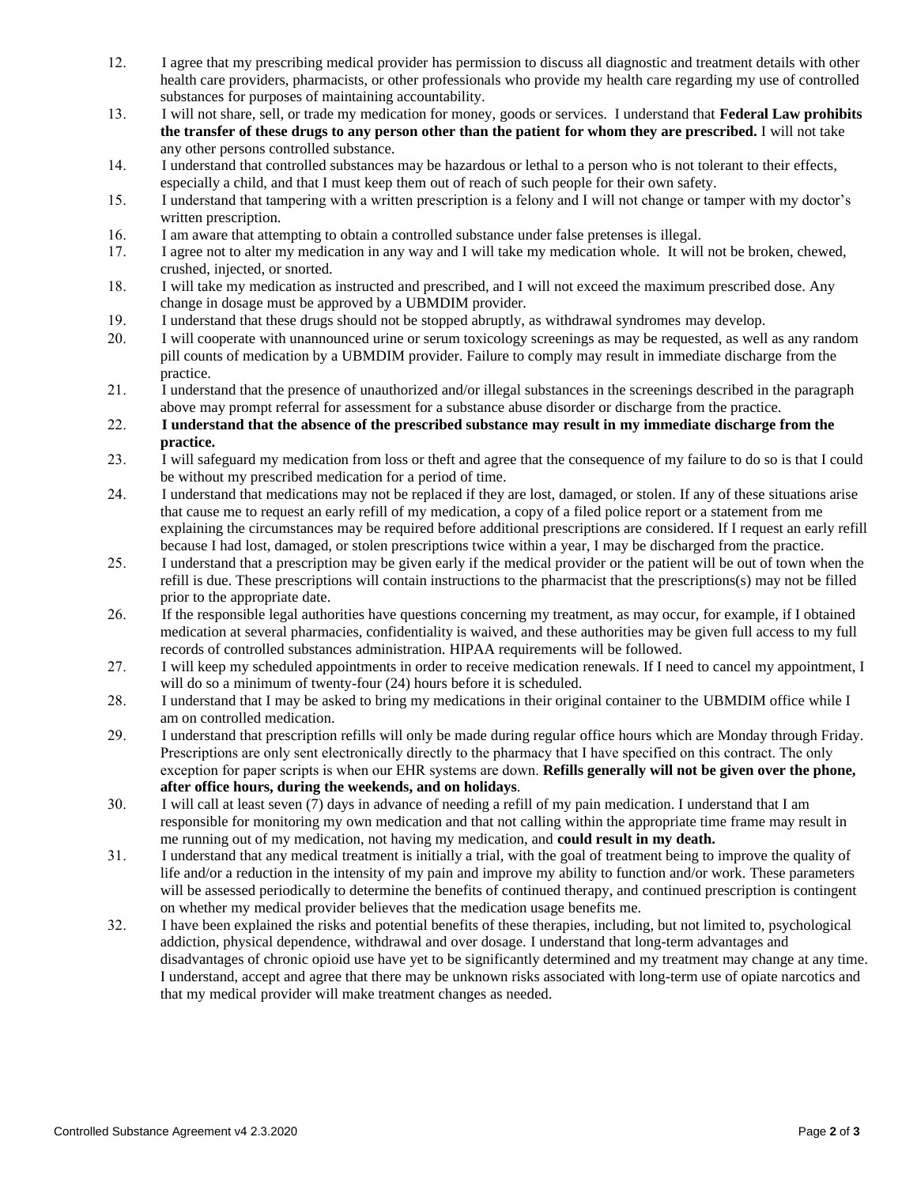12. I agree that my prescribing medical provider has permission to discuss all diagnostic and treatment details with other health care providers, pharmacists, or other professionals who provide my health care regarding my use of controlled substances for purposes of maintaining accountability.
13. I will not share, sell, or trade my medication for money, goods or services. I understand that **Federal Law prohibits the transfer of these drugs to any person other than the patient for whom they are prescribed.** I will not take any other persons controlled substance.
14. I understand that controlled substances may be hazardous or lethal to a person who is not tolerant to their effects, especially a child, and that I must keep them out of reach of such people for their own safety.
15. I understand that tampering with a written prescription is a felony and I will not change or tamper with my doctor's written prescription.
16. I am aware that attempting to obtain a controlled substance under false pretenses is illegal.
17. I agree not to alter my medication in any way and I will take my medication whole. It will not be broken, chewed, crushed, injected, or snorted.
18. I will take my medication as instructed and prescribed, and I will not exceed the maximum prescribed dose. Any change in dosage must be approved by a UBMDIM provider.
19. I understand that these drugs should not be stopped abruptly, as withdrawal syndromes may develop.
20. I will cooperate with unannounced urine or serum toxicology screenings as may be requested, as well as any random pill counts of medication by a UBMDIM provider. Failure to comply may result in immediate discharge from the practice.
21. I understand that the presence of unauthorized and/or illegal substances in the screenings described in the paragraph above may prompt referral for assessment for a substance abuse disorder or discharge from the practice.
22. **I understand that the absence of the prescribed substance may result in my immediate discharge from the practice.**
23. I will safeguard my medication from loss or theft and agree that the consequence of my failure to do so is that I could be without my prescribed medication for a period of time.
24. I understand that medications may not be replaced if they are lost, damaged, or stolen. If any of these situations arise that cause me to request an early refill of my medication, a copy of a filed police report or a statement from me explaining the circumstances may be required before additional prescriptions are considered. If I request an early refill because I had lost, damaged, or stolen prescriptions twice within a year, I may be discharged from the practice.
25. I understand that a prescription may be given early if the medical provider or the patient will be out of town when the refill is due. These prescriptions will contain instructions to the pharmacist that the prescriptions(s) may not be filled prior to the appropriate date.
26. If the responsible legal authorities have questions concerning my treatment, as may occur, for example, if I obtained medication at several pharmacies, confidentiality is waived, and these authorities may be given full access to my full records of controlled substances administration. HIPAA requirements will be followed.
27. I will keep my scheduled appointments in order to receive medication renewals. If I need to cancel my appointment, I will do so a minimum of twenty-four (24) hours before it is scheduled.
28. I understand that I may be asked to bring my medications in their original container to the UBMDIM office while I am on controlled medication.
29. I understand that prescription refills will only be made during regular office hours which are Monday through Friday. Prescriptions are only sent electronically directly to the pharmacy that I have specified on this contract. The only exception for paper scripts is when our EHR systems are down. **Refills generally will not be given over the phone, after office hours, during the weekends, and on holidays**.
30. I will call at least seven (7) days in advance of needing a refill of my pain medication. I understand that I am responsible for monitoring my own medication and that not calling within the appropriate time frame may result in me running out of my medication, not having my medication, and **could result in my death.**
31. I understand that any medical treatment is initially a trial, with the goal of treatment being to improve the quality of life and/or a reduction in the intensity of my pain and improve my ability to function and/or work. These parameters will be assessed periodically to determine the benefits of continued therapy, and continued prescription is contingent on whether my medical provider believes that the medication usage benefits me.
32. I have been explained the risks and potential benefits of these therapies, including, but not limited to, psychological addiction, physical dependence, withdrawal and over dosage. I understand that long-term advantages and disadvantages of chronic opioid use have yet to be significantly determined and my treatment may change at any time. I understand, accept and agree that there may be unknown risks associated with long-term use of opiate narcotics and that my medical provider will make treatment changes as needed.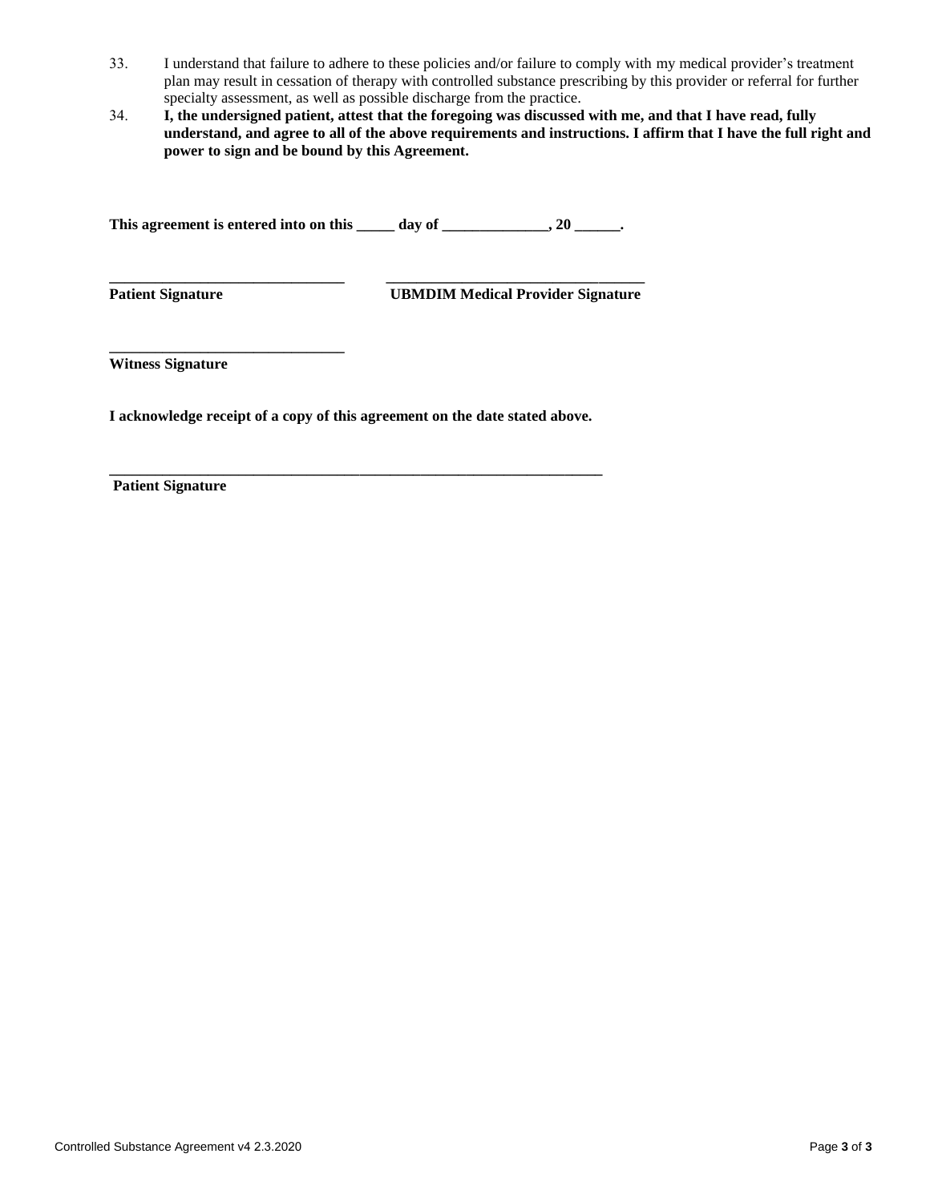33. I understand that failure to adhere to these policies and/or failure to comply with my medical provider's treatment plan may result in cessation of therapy with controlled substance prescribing by this provider or referral for further specialty assessment, as well as possible discharge from the practice.
34. **I, the undersigned patient, attest that the foregoing was discussed with me, and that I have read, fully understand, and agree to all of the above requirements and instructions. I affirm that I have the full right and power to sign and be bound by this Agreement.**

**This agreement is entered into on this _____ day of ______________, 20 ______.**

**_______________________________ ___________________________________**
**Patient Signature UBMDIM Medical Provider Signature**

**_______________________________**
**Witness Signature**

**I acknowledge receipt of a copy of this agreement on the date stated above.**

**_________________________________________________________________**
**Patient Signature**